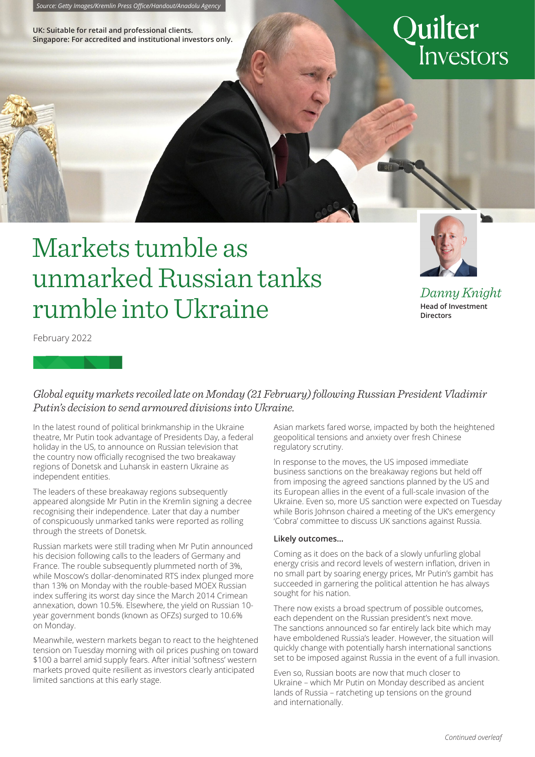Source: Getty Images/Kremlin Press Office/Handout/Anadolu Agency

**UK: Suitable for retail and professional clients.**
**Singapore: For accredited and institutional investors only.**

Quilter Investors

# Markets tumble as unmarked Russian tanks rumble into Ukraine

*Danny Knight*
**Head of Investment Directors**

February 2022

*Global equity markets recoiled late on Monday (21 February) following Russian President Vladimir Putin's decision to send armoured divisions into Ukraine.*

In the latest round of political brinkmanship in the Ukraine theatre, Mr Putin took advantage of Presidents Day, a federal holiday in the US, to announce on Russian television that the country now officially recognised the two breakaway regions of Donetsk and Luhansk in eastern Ukraine as independent entities.

The leaders of these breakaway regions subsequently appeared alongside Mr Putin in the Kremlin signing a decree recognising their independence. Later that day a number of conspicuously unmarked tanks were reported as rolling through the streets of Donetsk.

Russian markets were still trading when Mr Putin announced his decision following calls to the leaders of Germany and France. The rouble subsequently plummeted north of 3%, while Moscow's dollar-denominated RTS index plunged more than 13% on Monday with the rouble-based MOEX Russian index suffering its worst day since the March 2014 Crimean annexation, down 10.5%. Elsewhere, the yield on Russian 10-year government bonds (known as OFZs) surged to 10.6% on Monday.

Meanwhile, western markets began to react to the heightened tension on Tuesday morning with oil prices pushing on toward $100 a barrel amid supply fears. After initial 'softness' western markets proved quite resilient as investors clearly anticipated limited sanctions at this early stage.

Asian markets fared worse, impacted by both the heightened geopolitical tensions and anxiety over fresh Chinese regulatory scrutiny.

In response to the moves, the US imposed immediate business sanctions on the breakaway regions but held off from imposing the agreed sanctions planned by the US and its European allies in the event of a full-scale invasion of the Ukraine. Even so, more US sanction were expected on Tuesday while Boris Johnson chaired a meeting of the UK's emergency 'Cobra' committee to discuss UK sanctions against Russia.

**Likely outcomes…**

Coming as it does on the back of a slowly unfurling global energy crisis and record levels of western inflation, driven in no small part by soaring energy prices, Mr Putin's gambit has succeeded in garnering the political attention he has always sought for his nation.

There now exists a broad spectrum of possible outcomes, each dependent on the Russian president's next move. The sanctions announced so far entirely lack bite which may have emboldened Russia's leader. However, the situation will quickly change with potentially harsh international sanctions set to be imposed against Russia in the event of a full invasion.

Even so, Russian boots are now that much closer to Ukraine – which Mr Putin on Monday described as ancient lands of Russia – ratcheting up tensions on the ground and internationally.

*Continued overleaf*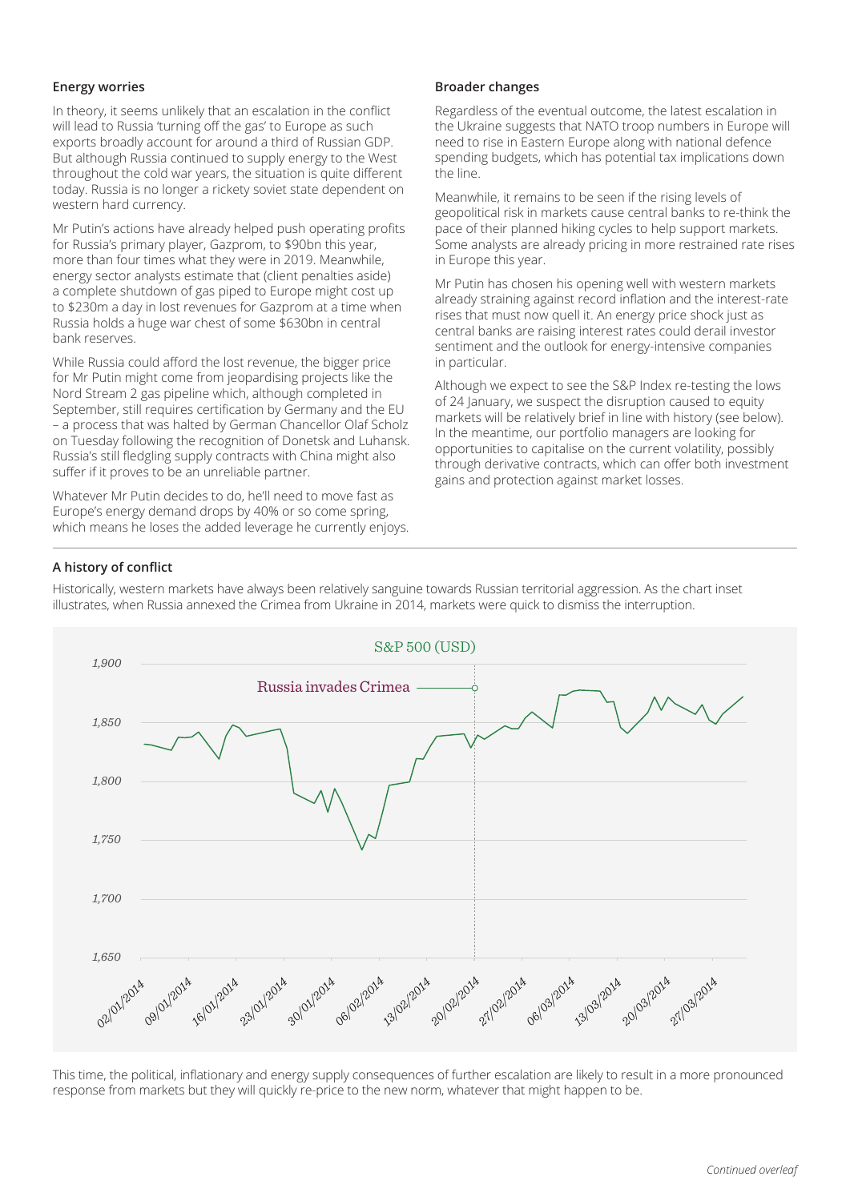### Energy worries

In theory, it seems unlikely that an escalation in the conflict will lead to Russia 'turning off the gas' to Europe as such exports broadly account for around a third of Russian GDP. But although Russia continued to supply energy to the West throughout the cold war years, the situation is quite different today. Russia is no longer a rickety soviet state dependent on western hard currency.

Mr Putin's actions have already helped push operating profits for Russia's primary player, Gazprom, to $90bn this year, more than four times what they were in 2019. Meanwhile, energy sector analysts estimate that (client penalties aside) a complete shutdown of gas piped to Europe might cost up to $230m a day in lost revenues for Gazprom at a time when Russia holds a huge war chest of some $630bn in central bank reserves.

While Russia could afford the lost revenue, the bigger price for Mr Putin might come from jeopardising projects like the Nord Stream 2 gas pipeline which, although completed in September, still requires certification by Germany and the EU – a process that was halted by German Chancellor Olaf Scholz on Tuesday following the recognition of Donetsk and Luhansk. Russia's still fledgling supply contracts with China might also suffer if it proves to be an unreliable partner.

Whatever Mr Putin decides to do, he'll need to move fast as Europe's energy demand drops by 40% or so come spring, which means he loses the added leverage he currently enjoys.

### Broader changes

Regardless of the eventual outcome, the latest escalation in the Ukraine suggests that NATO troop numbers in Europe will need to rise in Eastern Europe along with national defence spending budgets, which has potential tax implications down the line.

Meanwhile, it remains to be seen if the rising levels of geopolitical risk in markets cause central banks to re-think the pace of their planned hiking cycles to help support markets. Some analysts are already pricing in more restrained rate rises in Europe this year.

Mr Putin has chosen his opening well with western markets already straining against record inflation and the interest-rate rises that must now quell it. An energy price shock just as central banks are raising interest rates could derail investor sentiment and the outlook for energy-intensive companies in particular.

Although we expect to see the S&P Index re-testing the lows of 24 January, we suspect the disruption caused to equity markets will be relatively brief in line with history (see below). In the meantime, our portfolio managers are looking for opportunities to capitalise on the current volatility, possibly through derivative contracts, which can offer both investment gains and protection against market losses.

### A history of conflict

Historically, western markets have always been relatively sanguine towards Russian territorial aggression. As the chart inset illustrates, when Russia annexed the Crimea from Ukraine in 2014, markets were quick to dismiss the interruption.

S&P 500 (USD)

Russia invades Crimea

This time, the political, inflationary and energy supply consequences of further escalation are likely to result in a more pronounced response from markets but they will quickly re-price to the new norm, whatever that might happen to be.

*Continued overleaf*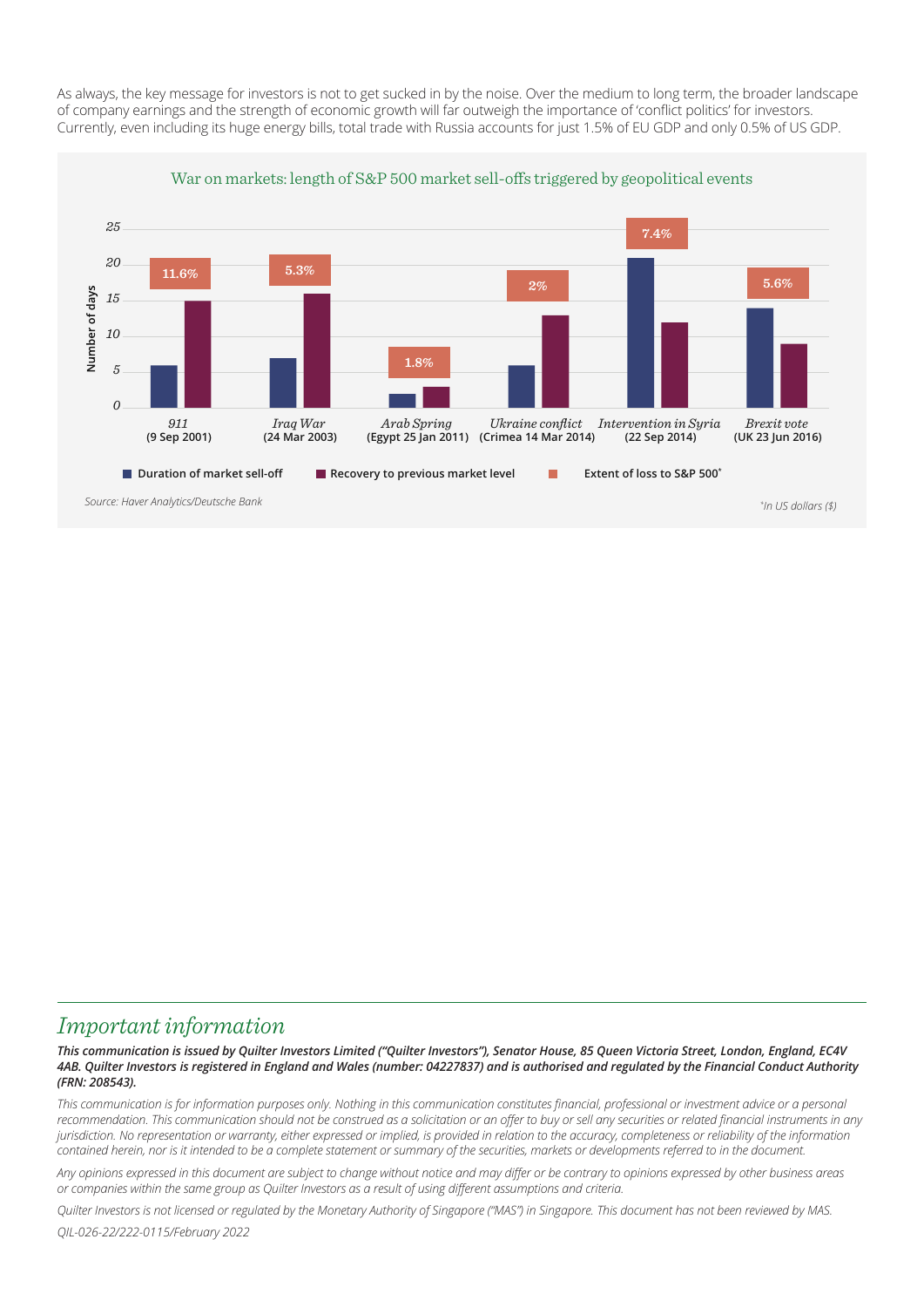As always, the key message for investors is not to get sucked in by the noise. Over the medium to long term, the broader landscape of company earnings and the strength of economic growth will far outweigh the importance of 'conflict politics' for investors. Currently, even including its huge energy bills, total trade with Russia accounts for just 1.5% of EU GDP and only 0.5% of US GDP.

War on markets: length of S&P 500 market sell-offs triggered by geopolitical events

Number of days

25
20
15
10
5
0

11.6%
5.3%
1.8%
2%
7.4%
5.6%

*911* (9 Sep 2001)
*Iraq War* (24 Mar 2003)
*Arab Spring* (Egypt 25 Jan 2011)
*Ukraine conflict* (Crimea 14 Mar 2014)
*Intervention in Syria* (22 Sep 2014)
*Brexit vote* (UK 23 Jun 2016)

Duration of market sell-off
Recovery to previous market level
Extent of loss to S&P 500*

*Source: Haver Analytics/Deutsche Bank*

**In US dollars ($)*

## *Important information*

***This communication is issued by Quilter Investors Limited ("Quilter Investors"), Senator House, 85 Queen Victoria Street, London, England, EC4V 4AB. Quilter Investors is registered in England and Wales (number: 04227837) and is authorised and regulated by the Financial Conduct Authority (FRN: 208543).***

*This communication is for information purposes only. Nothing in this communication constitutes financial, professional or investment advice or a personal recommendation. This communication should not be construed as a solicitation or an offer to buy or sell any securities or related financial instruments in any jurisdiction. No representation or warranty, either expressed or implied, is provided in relation to the accuracy, completeness or reliability of the information contained herein, nor is it intended to be a complete statement or summary of the securities, markets or developments referred to in the document.*

*Any opinions expressed in this document are subject to change without notice and may differ or be contrary to opinions expressed by other business areas or companies within the same group as Quilter Investors as a result of using different assumptions and criteria.*

*Quilter Investors is not licensed or regulated by the Monetary Authority of Singapore ("MAS") in Singapore. This document has not been reviewed by MAS.*

*QIL-026-22/222-0115/February 2022*